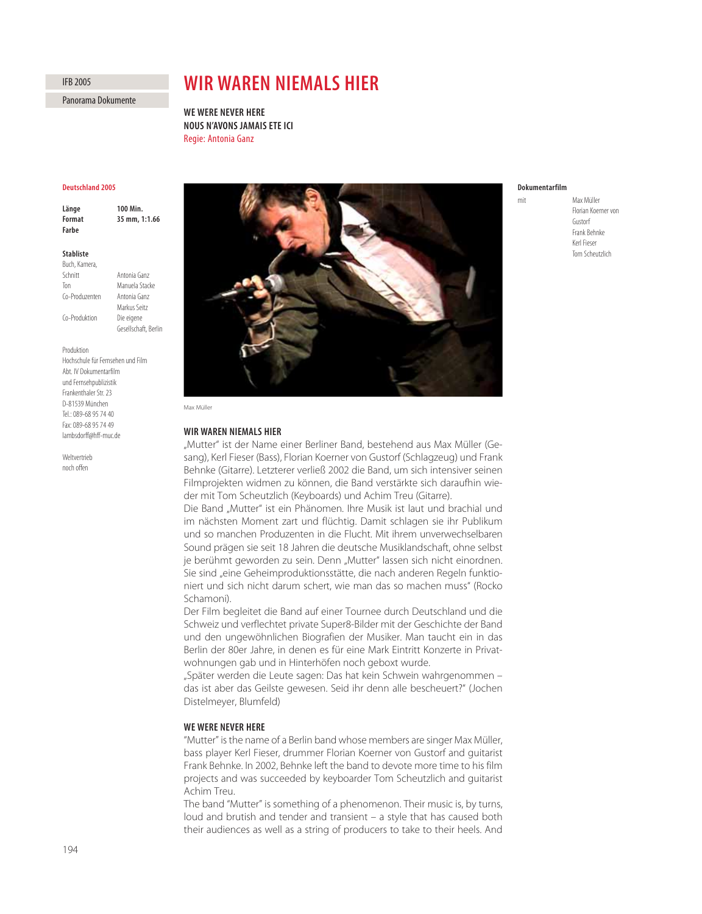IFB 2005

Panorama Dokumente

# WIR WAREN NIEMALS HIER

**WE WERE NEVER HERE**
**NOUS N'AVONS JAMAIS ETE ICI**
Regie: Antonia Ganz

**Deutschland 2005**

| | |
|---|---|
| **Länge** | **100 Min.** |
| **Format** | **35 mm, 1:1.66** |
| **Farbe** | |

**Stabliste**

| | |
|---|---|
| Buch, Kamera, Schnitt | Antonia Ganz |
| Ton | Manuela Stacke |
| Co-Produzenten | Antonia Ganz<br>Markus Seitz |
| Co-Produktion | Die eigene Gesellschaft, Berlin |

Produktion
Hochschule für Fernsehen und Film
Abt. IV Dokumentarfilm
und Fernsehpublizistik
Frankenthaler Str. 23
D-81539 München
Tel.: 089-68 95 74 40
Fax: 089-68 95 74 49
lambsdorff@hff-muc.de

Weltvertrieb
noch offen

Max Müller

**Dokumentarfilm**

mit Max Müller, Florian Koerner von Gustorf, Frank Behnke, Kerl Fieser, Tom Scheutzlich

### WIR WAREN NIEMALS HIER

„Mutter" ist der Name einer Berliner Band, bestehend aus Max Müller (Gesang), Kerl Fieser (Bass), Florian Koerner von Gustorf (Schlagzeug) und Frank Behnke (Gitarre). Letzterer verließ 2002 die Band, um sich intensiver seinen Filmprojekten widmen zu können, die Band verstärkte sich daraufhin wieder mit Tom Scheutzlich (Keyboards) und Achim Treu (Gitarre).

Die Band „Mutter" ist ein Phänomen. Ihre Musik ist laut und brachial und im nächsten Moment zart und flüchtig. Damit schlagen sie ihr Publikum und so manchen Produzenten in die Flucht. Mit ihrem unverwechselbaren Sound prägen sie seit 18 Jahren die deutsche Musiklandschaft, ohne selbst je berühmt geworden zu sein. Denn „Mutter" lassen sich nicht einordnen. Sie sind „eine Geheimproduktionsstätte, die nach anderen Regeln funktioniert und sich nicht darum schert, wie man das so machen muss" (Rocko Schamoni).

Der Film begleitet die Band auf einer Tournee durch Deutschland und die Schweiz und verflechtet private Super8-Bilder mit der Geschichte der Band und den ungewöhnlichen Biografien der Musiker. Man taucht ein in das Berlin der 80er Jahre, in denen es für eine Mark Eintritt Konzerte in Privatwohnungen gab und in Hinterhöfen noch geboxt wurde.

„Später werden die Leute sagen: Das hat kein Schwein wahrgenommen – das ist aber das Geilste gewesen. Seid ihr denn alle bescheuert?" (Jochen Distelmeyer, Blumfeld)

### WE WERE NEVER HERE

"Mutter" is the name of a Berlin band whose members are singer Max Müller, bass player Kerl Fieser, drummer Florian Koerner von Gustorf and guitarist Frank Behnke. In 2002, Behnke left the band to devote more time to his film projects and was succeeded by keyboarder Tom Scheutzlich and guitarist Achim Treu.

The band "Mutter" is something of a phenomenon. Their music is, by turns, loud and brutish and tender and transient – a style that has caused both their audiences as well as a string of producers to take to their heels. And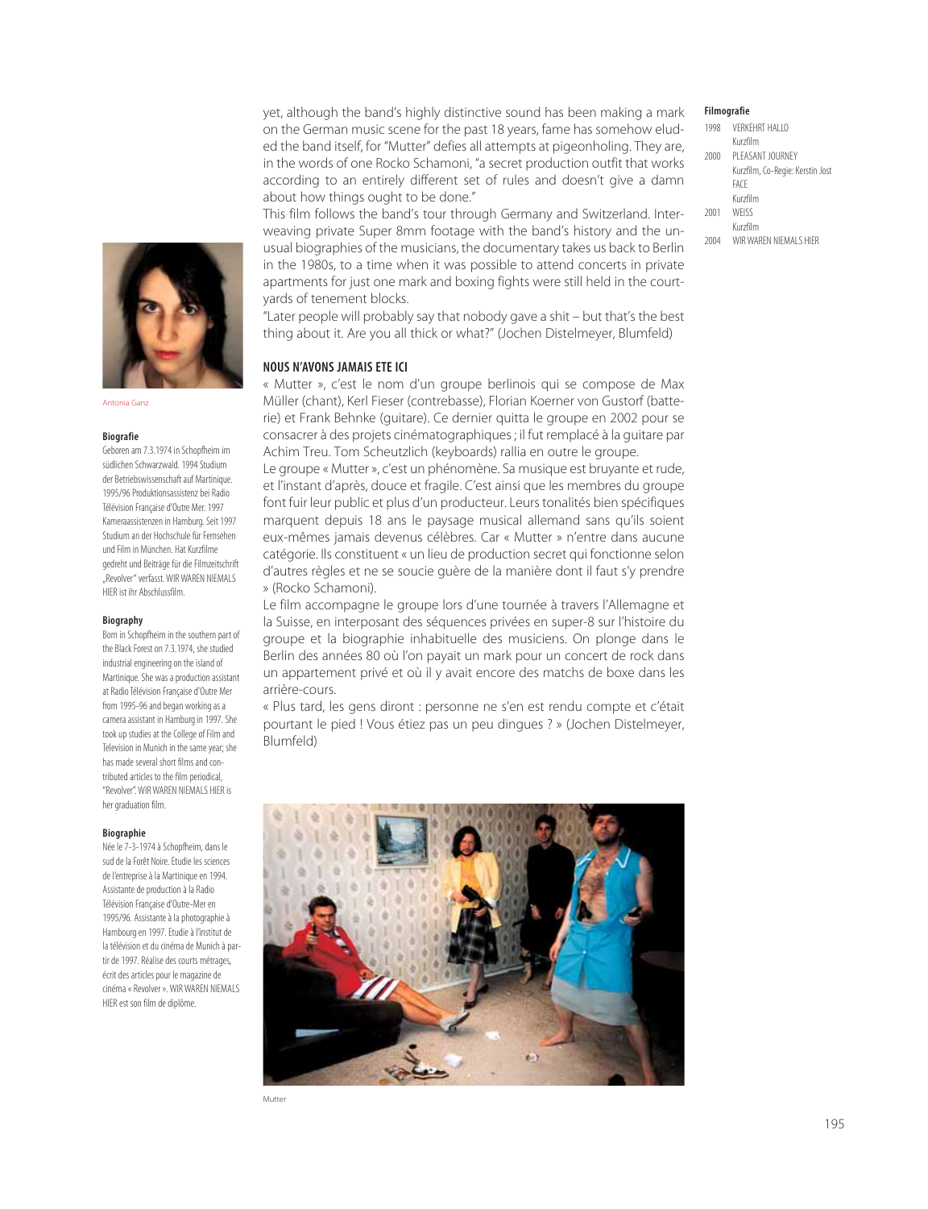Antonia Ganz

**Biografie**

Geboren am 7.3.1974 in Schopfheim im südlichen Schwarzwald. 1994 Studium der Betriebswissenschaft auf Martinique. 1995/96 Produktionsassistenz bei Radio Télévision Française d'Outre Mer. 1997 Kameraassistenzen in Hamburg. Seit 1997 Studium an der Hochschule für Fernsehen und Film in München. Hat Kurzfilme gedreht und Beiträge für die Filmzeitschrift „Revolver" verfasst. WIR WAREN NIEMALS HIER ist ihr Abschlussfilm.

**Biography**

Born in Schopfheim in the southern part of the Black Forest on 7.3.1974, she studied industrial engineering on the island of Martinique. She was a production assistant at Radio Télévision Française d'Outre Mer from 1995-96 and began working as a camera assistant in Hamburg in 1997. She took up studies at the College of Film and Television in Munich in the same year; she has made several short films and contributed articles to the film periodical, "Revolver". WIR WAREN NIEMALS HIER is her graduation film.

**Biographie**

Née le 7-3-1974 à Schopfheim, dans le sud de la Forêt Noire. Etudie les sciences de l'entreprise à la Martinique en 1994. Assistante de production à la Radio Télévision Française d'Outre-Mer en 1995/96. Assistante à la photographie à Hambourg en 1997. Etudie à l'institut de la télévision et du cinéma de Munich à partir de 1997. Réalise des courts métrages, écrit des articles pour le magazine de cinéma « Revolver ». WIR WAREN NIEMALS HIER est son film de diplôme.

yet, although the band's highly distinctive sound has been making a mark on the German music scene for the past 18 years, fame has somehow eluded the band itself, for "Mutter" defies all attempts at pigeonholing. They are, in the words of one Rocko Schamoni, "a secret production outfit that works according to an entirely different set of rules and doesn't give a damn about how things ought to be done."

This film follows the band's tour through Germany and Switzerland. Interweaving private Super 8mm footage with the band's history and the unusual biographies of the musicians, the documentary takes us back to Berlin in the 1980s, to a time when it was possible to attend concerts in private apartments for just one mark and boxing fights were still held in the courtyards of tenement blocks.

"Later people will probably say that nobody gave a shit – but that's the best thing about it. Are you all thick or what?" (Jochen Distelmeyer, Blumfeld)

**NOUS N'AVONS JAMAIS ETE ICI**

« Mutter », c'est le nom d'un groupe berlinois qui se compose de Max Müller (chant), Kerl Fieser (contrebasse), Florian Koerner von Gustorf (batterie) et Frank Behnke (guitare). Ce dernier quitta le groupe en 2002 pour se consacrer à des projets cinématographiques ; il fut remplacé à la guitare par Achim Treu. Tom Scheutzlich (keyboards) rallia en outre le groupe.

Le groupe « Mutter », c'est un phénomène. Sa musique est bruyante et rude, et l'instant d'après, douce et fragile. C'est ainsi que les membres du groupe font fuir leur public et plus d'un producteur. Leurs tonalités bien spécifiques marquent depuis 18 ans le paysage musical allemand sans qu'ils soient eux-mêmes jamais devenus célèbres. Car « Mutter » n'entre dans aucune catégorie. Ils constituent « un lieu de production secret qui fonctionne selon d'autres règles et ne se soucie guère de la manière dont il faut s'y prendre » (Rocko Schamoni).

Le film accompagne le groupe lors d'une tournée à travers l'Allemagne et la Suisse, en interposant des séquences privées en super-8 sur l'histoire du groupe et la biographie inhabituelle des musiciens. On plonge dans le Berlin des années 80 où l'on payait un mark pour un concert de rock dans un appartement privé et où il y avait encore des matchs de boxe dans les arrière-cours.

« Plus tard, les gens diront : personne ne s'en est rendu compte et c'était pourtant le pied ! Vous étiez pas un peu dingues ? » (Jochen Distelmeyer, Blumfeld)

Mutter

**Filmografie**

1998 VERKEHRT HALLO
Kurzfilm

2000 PLEASANT JOURNEY
Kurzfilm, Co-Regie: Kerstin Jost
FACE
Kurzfilm

2001 WEISS
Kurzfilm

2004 WIR WAREN NIEMALS HIER